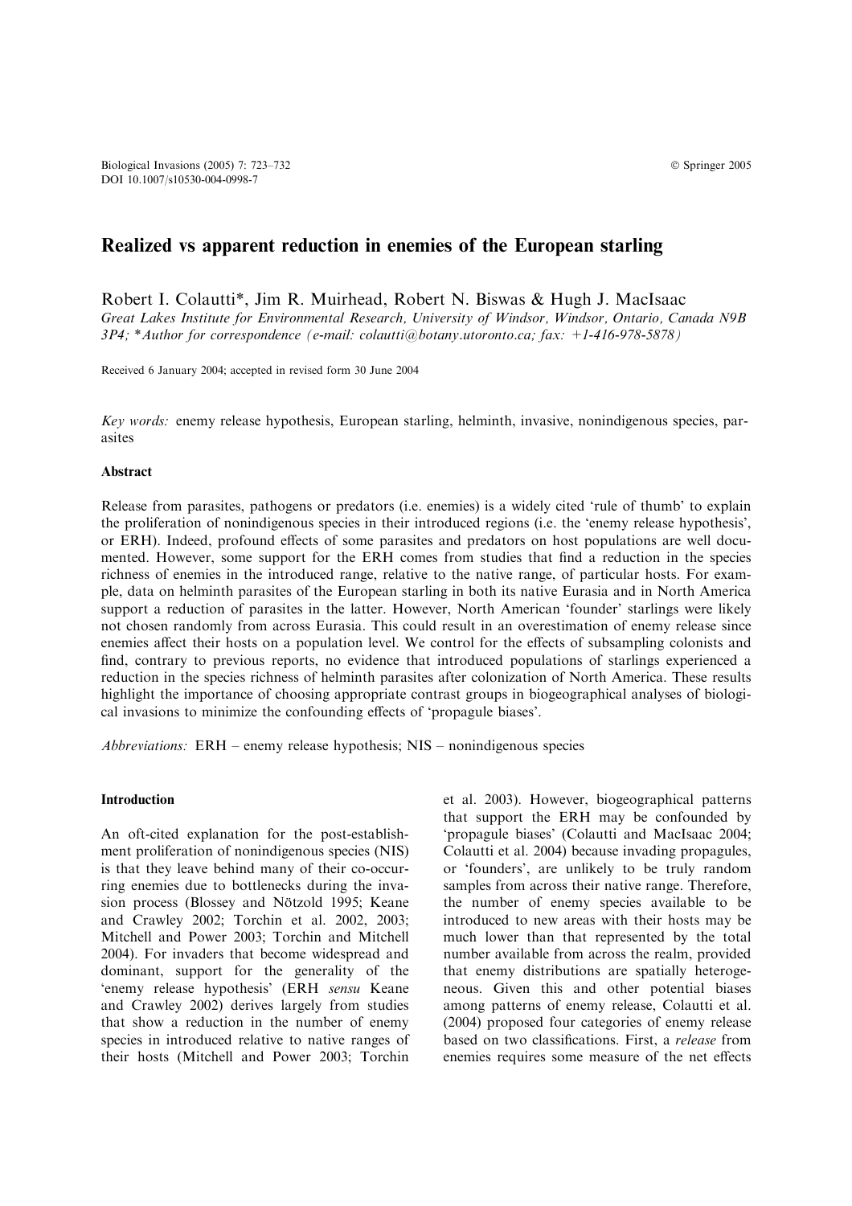# Realized vs apparent reduction in enemies of the European starling

Robert I. Colautti*, Jim R. Muirhead, Robert N. Biswas & Hugh J. MacIsaac

*Great Lakes Institute for Environmental Research, University of Windsor, Windsor, Ontario, Canada N9B 3P4; \*Author for correspondence (e-mail: colautti@botany.utoronto.ca; fax: +1-416-978-5878)*

Received 6 January 2004; accepted in revised form 30 June 2004

*Key words:* enemy release hypothesis, European starling, helminth, invasive, nonindigenous species, parasites

## Abstract

Release from parasites, pathogens or predators (i.e. enemies) is a widely cited 'rule of thumb' to explain the proliferation of nonindigenous species in their introduced regions (i.e. the 'enemy release hypothesis', or ERH). Indeed, profound effects of some parasites and predators on host populations are well documented. However, some support for the ERH comes from studies that find a reduction in the species richness of enemies in the introduced range, relative to the native range, of particular hosts. For example, data on helminth parasites of the European starling in both its native Eurasia and in North America support a reduction of parasites in the latter. However, North American 'founder' starlings were likely not chosen randomly from across Eurasia. This could result in an overestimation of enemy release since enemies affect their hosts on a population level. We control for the effects of subsampling colonists and find, contrary to previous reports, no evidence that introduced populations of starlings experienced a reduction in the species richness of helminth parasites after colonization of North America. These results highlight the importance of choosing appropriate contrast groups in biogeographical analyses of biological invasions to minimize the confounding effects of 'propagule biases'.

*Abbreviations:* ERH – enemy release hypothesis; NIS – nonindigenous species

## Introduction

An oft-cited explanation for the post-establishment proliferation of nonindigenous species (NIS) is that they leave behind many of their co-occurring enemies due to bottlenecks during the invasion process (Blossey and Nötzold 1995; Keane and Crawley 2002; Torchin et al. 2002, 2003; Mitchell and Power 2003; Torchin and Mitchell 2004). For invaders that become widespread and dominant, support for the generality of the 'enemy release hypothesis' (ERH *sensu* Keane and Crawley 2002) derives largely from studies that show a reduction in the number of enemy species in introduced relative to native ranges of their hosts (Mitchell and Power 2003; Torchin et al. 2003). However, biogeographical patterns that support the ERH may be confounded by 'propagule biases' (Colautti and MacIsaac 2004; Colautti et al. 2004) because invading propagules, or 'founders', are unlikely to be truly random samples from across their native range. Therefore, the number of enemy species available to be introduced to new areas with their hosts may be much lower than that represented by the total number available from across the realm, provided that enemy distributions are spatially heterogeneous. Given this and other potential biases among patterns of enemy release, Colautti et al. (2004) proposed four categories of enemy release based on two classifications. First, a *release* from enemies requires some measure of the net effects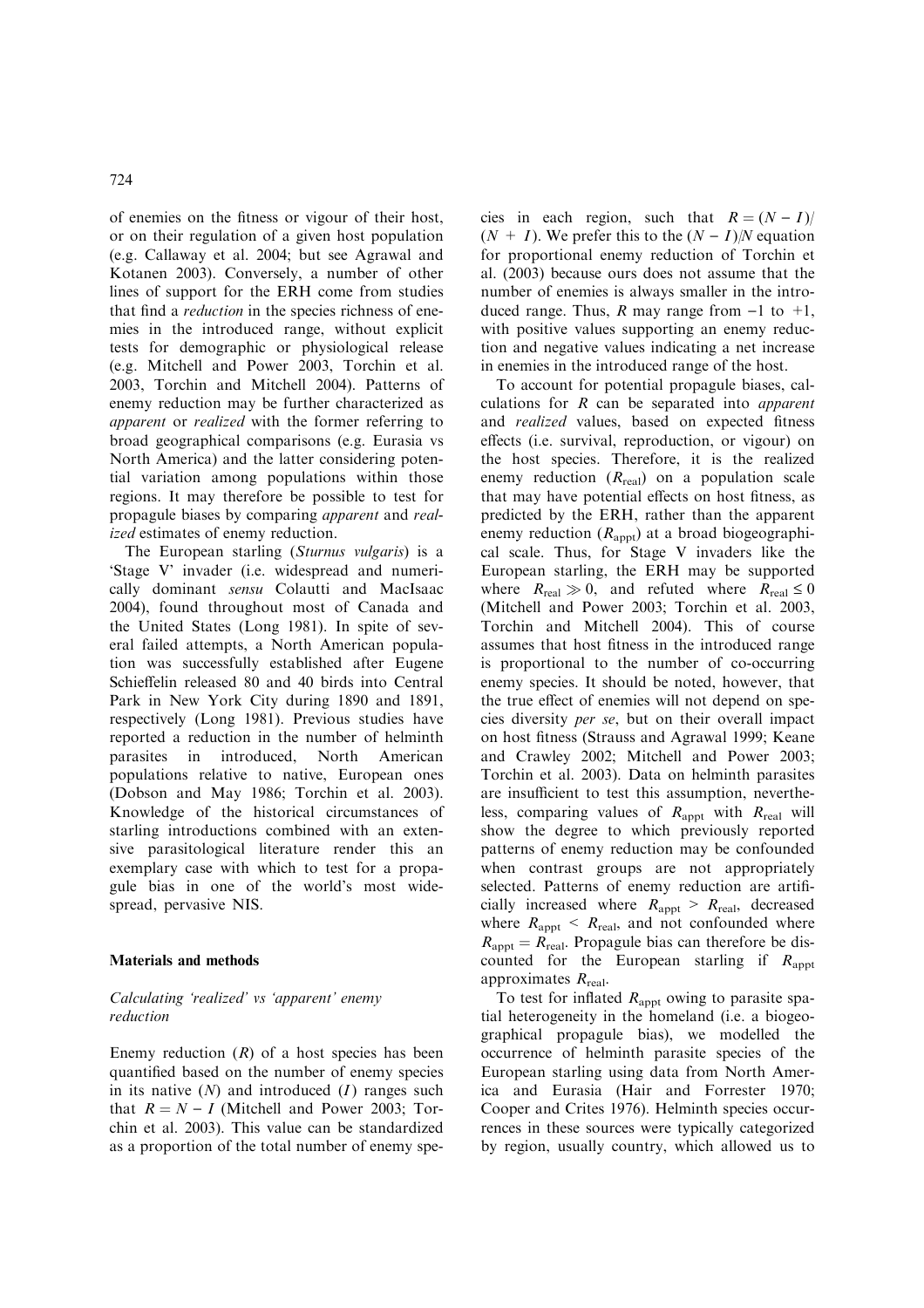of enemies on the fitness or vigour of their host, or on their regulation of a given host population (e.g. Callaway et al. 2004; but see Agrawal and Kotanen 2003). Conversely, a number of other lines of support for the ERH come from studies that find a *reduction* in the species richness of enemies in the introduced range, without explicit tests for demographic or physiological release (e.g. Mitchell and Power 2003, Torchin et al. 2003, Torchin and Mitchell 2004). Patterns of enemy reduction may be further characterized as *apparent* or *realized* with the former referring to broad geographical comparisons (e.g. Eurasia vs North America) and the latter considering potential variation among populations within those regions. It may therefore be possible to test for propagule biases by comparing *apparent* and *realized* estimates of enemy reduction.

The European starling (*Sturnus vulgaris*) is a 'Stage V' invader (i.e. widespread and numerically dominant *sensu* Colautti and MacIsaac 2004), found throughout most of Canada and the United States (Long 1981). In spite of several failed attempts, a North American population was successfully established after Eugene Schieffelin released 80 and 40 birds into Central Park in New York City during 1890 and 1891, respectively (Long 1981). Previous studies have reported a reduction in the number of helminth parasites in introduced, North American populations relative to native, European ones (Dobson and May 1986; Torchin et al. 2003). Knowledge of the historical circumstances of starling introductions combined with an extensive parasitological literature render this an exemplary case with which to test for a propagule bias in one of the world's most widespread, pervasive NIS.

## Materials and methods

### *Calculating 'realized' vs 'apparent' enemy reduction*

Enemy reduction ($R$) of a host species has been quantified based on the number of enemy species in its native ($N$) and introduced ($I$) ranges such that $R = N - I$ (Mitchell and Power 2003; Torchin et al. 2003). This value can be standardized as a proportion of the total number of enemy species in each region, such that $R = (N - I)/(N + I)$. We prefer this to the $(N - I)/N$ equation for proportional enemy reduction of Torchin et al. (2003) because ours does not assume that the number of enemies is always smaller in the introduced range. Thus, $R$ may range from $-1$ to $+1$, with positive values supporting an enemy reduction and negative values indicating a net increase in enemies in the introduced range of the host.

To account for potential propagule biases, calculations for $R$ can be separated into *apparent* and *realized* values, based on expected fitness effects (i.e. survival, reproduction, or vigour) on the host species. Therefore, it is the realized enemy reduction ($R_{real}$) on a population scale that may have potential effects on host fitness, as predicted by the ERH, rather than the apparent enemy reduction ($R_{appt}$) at a broad biogeographical scale. Thus, for Stage V invaders like the European starling, the ERH may be supported where $R_{real} \gg 0$, and refuted where $R_{real} \leq 0$ (Mitchell and Power 2003; Torchin et al. 2003, Torchin and Mitchell 2004). This of course assumes that host fitness in the introduced range is proportional to the number of co-occurring enemy species. It should be noted, however, that the true effect of enemies will not depend on species diversity *per se*, but on their overall impact on host fitness (Strauss and Agrawal 1999; Keane and Crawley 2002; Mitchell and Power 2003; Torchin et al. 2003). Data on helminth parasites are insufficient to test this assumption, nevertheless, comparing values of $R_{appt}$ with $R_{real}$ will show the degree to which previously reported patterns of enemy reduction may be confounded when contrast groups are not appropriately selected. Patterns of enemy reduction are artificially increased where $R_{appt} > R_{real}$, decreased where $R_{appt} < R_{real}$, and not confounded where $R_{appt} = R_{real}$. Propagule bias can therefore be discounted for the European starling if $R_{appt}$ approximates $R_{real}$.

To test for inflated $R_{appt}$ owing to parasite spatial heterogeneity in the homeland (i.e. a biogeographical propagule bias), we modelled the occurrence of helminth parasite species of the European starling using data from North America and Eurasia (Hair and Forrester 1970; Cooper and Crites 1976). Helminth species occurrences in these sources were typically categorized by region, usually country, which allowed us to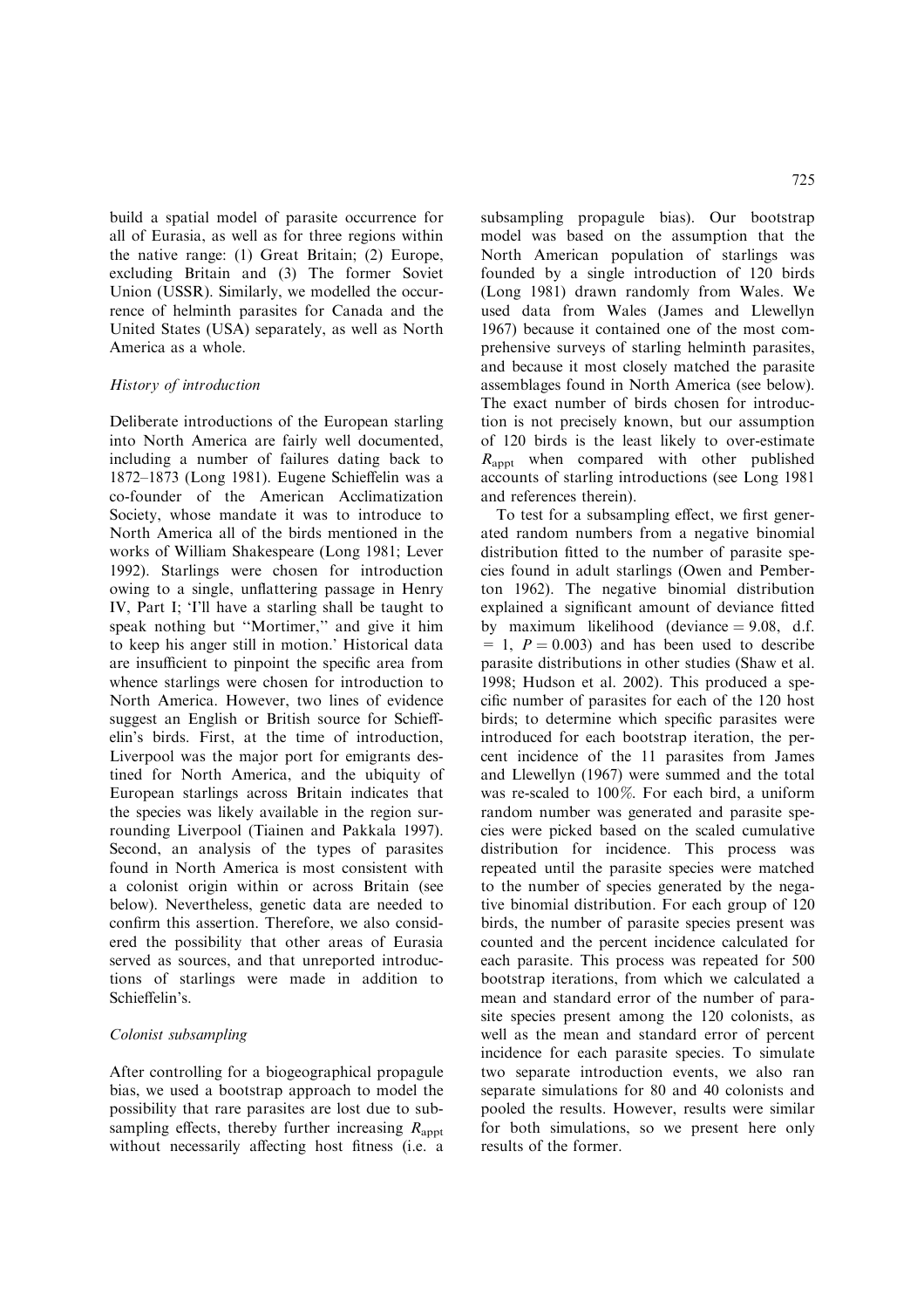build a spatial model of parasite occurrence for all of Eurasia, as well as for three regions within the native range: (1) Great Britain; (2) Europe, excluding Britain and (3) The former Soviet Union (USSR). Similarly, we modelled the occurrence of helminth parasites for Canada and the United States (USA) separately, as well as North America as a whole.

*History of introduction*

Deliberate introductions of the European starling into North America are fairly well documented, including a number of failures dating back to 1872–1873 (Long 1981). Eugene Schieffelin was a co-founder of the American Acclimatization Society, whose mandate it was to introduce to North America all of the birds mentioned in the works of William Shakespeare (Long 1981; Lever 1992). Starlings were chosen for introduction owing to a single, unflattering passage in Henry IV, Part I; 'I'll have a starling shall be taught to speak nothing but "Mortimer," and give it him to keep his anger still in motion.' Historical data are insufficient to pinpoint the specific area from whence starlings were chosen for introduction to North America. However, two lines of evidence suggest an English or British source for Schieffelin's birds. First, at the time of introduction, Liverpool was the major port for emigrants destined for North America, and the ubiquity of European starlings across Britain indicates that the species was likely available in the region surrounding Liverpool (Tiainen and Pakkala 1997). Second, an analysis of the types of parasites found in North America is most consistent with a colonist origin within or across Britain (see below). Nevertheless, genetic data are needed to confirm this assertion. Therefore, we also considered the possibility that other areas of Eurasia served as sources, and that unreported introductions of starlings were made in addition to Schieffelin's.

*Colonist subsampling*

After controlling for a biogeographical propagule bias, we used a bootstrap approach to model the possibility that rare parasites are lost due to subsampling effects, thereby further increasing $R_{appt}$ without necessarily affecting host fitness (i.e. a subsampling propagule bias). Our bootstrap model was based on the assumption that the North American population of starlings was founded by a single introduction of 120 birds (Long 1981) drawn randomly from Wales. We used data from Wales (James and Llewellyn 1967) because it contained one of the most comprehensive surveys of starling helminth parasites, and because it most closely matched the parasite assemblages found in North America (see below). The exact number of birds chosen for introduction is not precisely known, but our assumption of 120 birds is the least likely to over-estimate $R_{appt}$ when compared with other published accounts of starling introductions (see Long 1981 and references therein).

To test for a subsampling effect, we first generated random numbers from a negative binomial distribution fitted to the number of parasite species found in adult starlings (Owen and Pemberton 1962). The negative binomial distribution explained a significant amount of deviance fitted by maximum likelihood (deviance = 9.08, d.f. = 1, $P = 0.003$) and has been used to describe parasite distributions in other studies (Shaw et al. 1998; Hudson et al. 2002). This produced a specific number of parasites for each of the 120 host birds; to determine which specific parasites were introduced for each bootstrap iteration, the percent incidence of the 11 parasites from James and Llewellyn (1967) were summed and the total was re-scaled to 100%. For each bird, a uniform random number was generated and parasite species were picked based on the scaled cumulative distribution for incidence. This process was repeated until the parasite species were matched to the number of species generated by the negative binomial distribution. For each group of 120 birds, the number of parasite species present was counted and the percent incidence calculated for each parasite. This process was repeated for 500 bootstrap iterations, from which we calculated a mean and standard error of the number of parasite species present among the 120 colonists, as well as the mean and standard error of percent incidence for each parasite species. To simulate two separate introduction events, we also ran separate simulations for 80 and 40 colonists and pooled the results. However, results were similar for both simulations, so we present here only results of the former.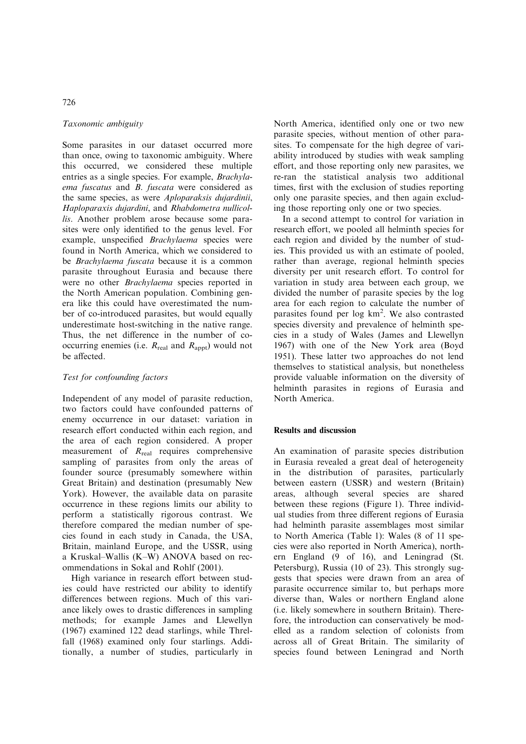### *Taxonomic ambiguity*

Some parasites in our dataset occurred more than once, owing to taxonomic ambiguity. Where this occurred, we considered these multiple entries as a single species. For example, *Brachylaema fuscatus* and *B. fuscata* were considered as the same species, as were *Aploparaksis dujardinii*, *Haploparaxis dujardini*, and *Rhabdometra nullicollis*. Another problem arose because some parasites were only identified to the genus level. For example, unspecified *Brachylaema* species were found in North America, which we considered to be *Brachylaema fuscata* because it is a common parasite throughout Eurasia and because there were no other *Brachylaema* species reported in the North American population. Combining genera like this could have overestimated the number of co-introduced parasites, but would equally underestimate host-switching in the native range. Thus, the net difference in the number of co-occurring enemies (i.e. $R_{real}$ and $R_{appt}$) would not be affected.

### *Test for confounding factors*

Independent of any model of parasite reduction, two factors could have confounded patterns of enemy occurrence in our dataset: variation in research effort conducted within each region, and the area of each region considered. A proper measurement of $R_{real}$ requires comprehensive sampling of parasites from only the areas of founder source (presumably somewhere within Great Britain) and destination (presumably New York). However, the available data on parasite occurrence in these regions limits our ability to perform a statistically rigorous contrast. We therefore compared the median number of species found in each study in Canada, the USA, Britain, mainland Europe, and the USSR, using a Kruskal–Wallis (K–W) ANOVA based on recommendations in Sokal and Rohlf (2001).

High variance in research effort between studies could have restricted our ability to identify differences between regions. Much of this variance likely owes to drastic differences in sampling methods; for example James and Llewellyn (1967) examined 122 dead starlings, while Threlfall (1968) examined only four starlings. Additionally, a number of studies, particularly in North America, identified only one or two new parasite species, without mention of other parasites. To compensate for the high degree of variability introduced by studies with weak sampling effort, and those reporting only new parasites, we re-ran the statistical analysis two additional times, first with the exclusion of studies reporting only one parasite species, and then again excluding those reporting only one or two species.

In a second attempt to control for variation in research effort, we pooled all helminth species for each region and divided by the number of studies. This provided us with an estimate of pooled, rather than average, regional helminth species diversity per unit research effort. To control for variation in study area between each group, we divided the number of parasite species by the log area for each region to calculate the number of parasites found per log km$^2$. We also contrasted species diversity and prevalence of helminth species in a study of Wales (James and Llewellyn 1967) with one of the New York area (Boyd 1951). These latter two approaches do not lend themselves to statistical analysis, but nonetheless provide valuable information on the diversity of helminth parasites in regions of Eurasia and North America.

## Results and discussion

An examination of parasite species distribution in Eurasia revealed a great deal of heterogeneity in the distribution of parasites, particularly between eastern (USSR) and western (Britain) areas, although several species are shared between these regions (Figure 1). Three individual studies from three different regions of Eurasia had helminth parasite assemblages most similar to North America (Table 1): Wales (8 of 11 species were also reported in North America), northern England (9 of 16), and Leningrad (St. Petersburg), Russia (10 of 23). This strongly suggests that species were drawn from an area of parasite occurrence similar to, but perhaps more diverse than, Wales or northern England alone (i.e. likely somewhere in southern Britain). Therefore, the introduction can conservatively be modelled as a random selection of colonists from across all of Great Britain. The similarity of species found between Leningrad and North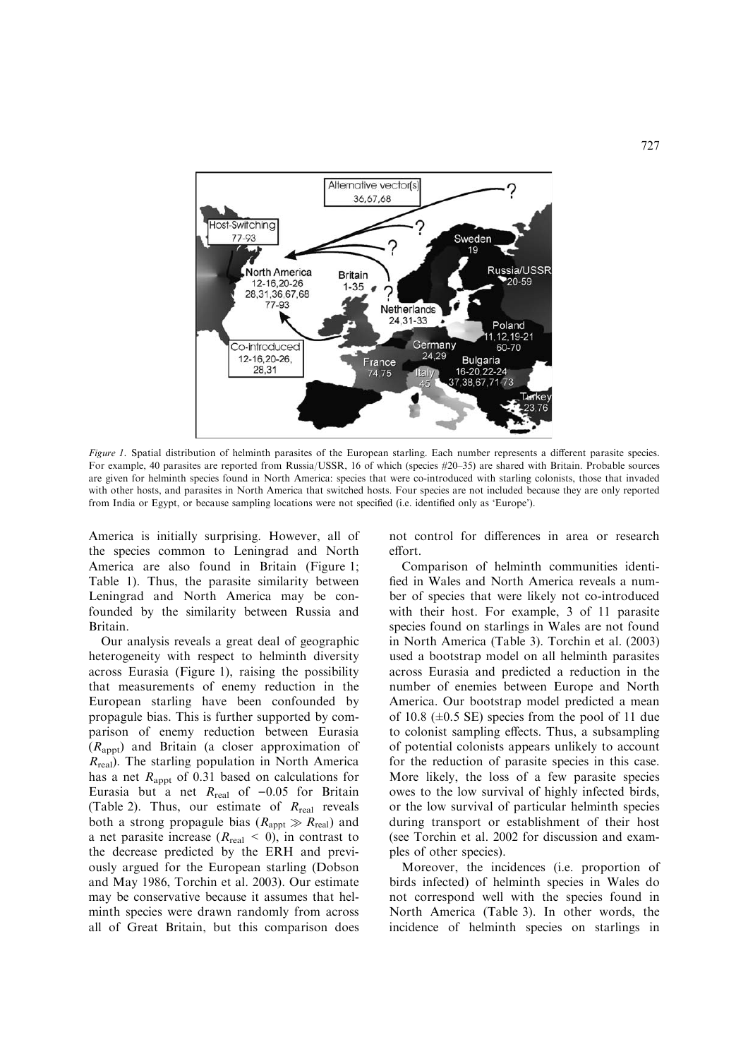*Figure 1*. Spatial distribution of helminth parasites of the European starling. Each number represents a different parasite species. For example, 40 parasites are reported from Russia/USSR, 16 of which (species #20–35) are shared with Britain. Probable sources are given for helminth species found in North America: species that were co-introduced with starling colonists, those that invaded with other hosts, and parasites in North America that switched hosts. Four species are not included because they are only reported from India or Egypt, or because sampling locations were not specified (i.e. identified only as 'Europe').

America is initially surprising. However, all of the species common to Leningrad and North America are also found in Britain (Figure 1; Table 1). Thus, the parasite similarity between Leningrad and North America may be confounded by the similarity between Russia and Britain.

Our analysis reveals a great deal of geographic heterogeneity with respect to helminth diversity across Eurasia (Figure 1), raising the possibility that measurements of enemy reduction in the European starling have been confounded by propagule bias. This is further supported by comparison of enemy reduction between Eurasia ($R_{appt}$) and Britain (a closer approximation of $R_{real}$). The starling population in North America has a net $R_{appt}$ of 0.31 based on calculations for Eurasia but a net $R_{real}$ of $-0.05$ for Britain (Table 2). Thus, our estimate of $R_{real}$ reveals both a strong propagule bias ($R_{appt} \gg R_{real}$) and a net parasite increase ($R_{real} < 0$), in contrast to the decrease predicted by the ERH and previously argued for the European starling (Dobson and May 1986, Torchin et al. 2003). Our estimate may be conservative because it assumes that helminth species were drawn randomly from across all of Great Britain, but this comparison does not control for differences in area or research effort.

Comparison of helminth communities identified in Wales and North America reveals a number of species that were likely not co-introduced with their host. For example, 3 of 11 parasite species found on starlings in Wales are not found in North America (Table 3). Torchin et al. (2003) used a bootstrap model on all helminth parasites across Eurasia and predicted a reduction in the number of enemies between Europe and North America. Our bootstrap model predicted a mean of 10.8 ($\pm$0.5 SE) species from the pool of 11 due to colonist sampling effects. Thus, a subsampling of potential colonists appears unlikely to account for the reduction of parasite species in this case. More likely, the loss of a few parasite species owes to the low survival of highly infected birds, or the low survival of particular helminth species during transport or establishment of their host (see Torchin et al. 2002 for discussion and examples of other species).

Moreover, the incidences (i.e. proportion of birds infected) of helminth species in Wales do not correspond well with the species found in North America (Table 3). In other words, the incidence of helminth species on starlings in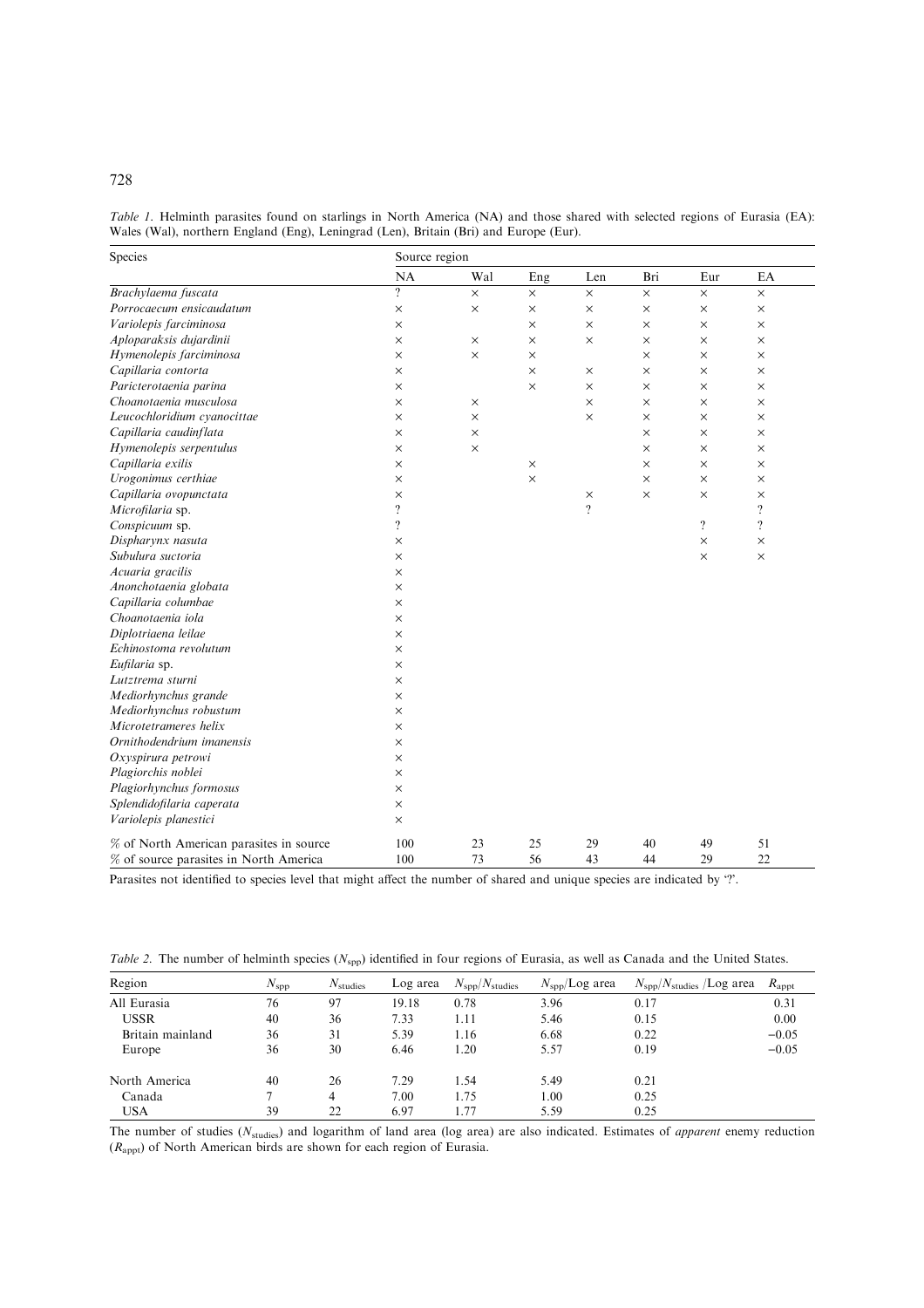*Table 1.* Helminth parasites found on starlings in North America (NA) and those shared with selected regions of Eurasia (EA): Wales (Wal), northern England (Eng), Leningrad (Len), Britain (Bri) and Europe (Eur).

| Species | Source region | | | | | | |
|---|---|---|---|---|---|---|---|
| | NA | Wal | Eng | Len | Bri | Eur | EA |
| *Brachylaema fuscata* | ? | × | × | × | × | × | × |
| *Porrocaecum ensicaudatum* | × | × | × | × | × | × | × |
| *Variolepis farciminosa* | × | | × | × | × | × | × |
| *Aploparaksis dujardinii* | × | × | × | × | × | × | × |
| *Hymenolepis farciminosa* | × | × | × | | × | × | × |
| *Capillaria contorta* | × | | × | × | × | × | × |
| *Paricterotaenia parina* | × | | × | × | × | × | × |
| *Choanotaenia musculosa* | × | × | | × | × | × | × |
| *Leucochloridium cyanocittae* | × | × | | × | × | × | × |
| *Capillaria caudinflata* | × | × | | | × | × | × |
| *Hymenolepis serpentulus* | × | × | | | × | × | × |
| *Capillaria exilis* | × | | × | | × | × | × |
| *Urogonimus certhiae* | × | | × | | × | × | × |
| *Capillaria ovopunctata* | × | | | × | × | × | × |
| *Microfilaria* sp. | ? | | | ? | | | ? |
| *Conspicuum* sp. | ? | | | | | ? | ? |
| *Dispharynx nasuta* | × | | | | | × | × |
| *Subulura suctoria* | × | | | | | × | × |
| *Acuaria gracilis* | × | | | | | | |
| *Anonchotaenia globata* | × | | | | | | |
| *Capillaria columbae* | × | | | | | | |
| *Choanotaenia iola* | × | | | | | | |
| *Diplotriaena leilae* | × | | | | | | |
| *Echinostoma revolutum* | × | | | | | | |
| *Eufilaria* sp. | × | | | | | | |
| *Lutztrema sturni* | × | | | | | | |
| *Mediorhynchus grande* | × | | | | | | |
| *Mediorhynchus robustum* | × | | | | | | |
| *Microtetrameres helix* | × | | | | | | |
| *Ornithodendrium imanensis* | × | | | | | | |
| *Oxyspirura petrowi* | × | | | | | | |
| *Plagiorchis noblei* | × | | | | | | |
| *Plagiorhynchus formosus* | × | | | | | | |
| *Splendidofilaria caperata* | × | | | | | | |
| *Variolepis planestici* | × | | | | | | |
| % of North American parasites in source | 100 | 23 | 25 | 29 | 40 | 49 | 51 |
| % of source parasites in North America | 100 | 73 | 56 | 43 | 44 | 29 | 22 |

Parasites not identified to species level that might affect the number of shared and unique species are indicated by '?'.

*Table 2.* The number of helminth species ($N_{spp}$) identified in four regions of Eurasia, as well as Canada and the United States.

| Region | $N_{spp}$ | $N_{studies}$ | Log area | $N_{spp}/N_{studies}$ | $N_{spp}$/Log area | $N_{spp}/N_{studies}$ /Log area | $R_{appt}$ |
|---|---|---|---|---|---|---|---|
| All Eurasia | 76 | 97 | 19.18 | 0.78 | 3.96 | 0.17 | 0.31 |
| USSR | 40 | 36 | 7.33 | 1.11 | 5.46 | 0.15 | 0.00 |
| Britain mainland | 36 | 31 | 5.39 | 1.16 | 6.68 | 0.22 | −0.05 |
| Europe | 36 | 30 | 6.46 | 1.20 | 5.57 | 0.19 | −0.05 |
| North America | 40 | 26 | 7.29 | 1.54 | 5.49 | 0.21 | |
| Canada | 7 | 4 | 7.00 | 1.75 | 1.00 | 0.25 | |
| USA | 39 | 22 | 6.97 | 1.77 | 5.59 | 0.25 | |

The number of studies ($N_{studies}$) and logarithm of land area (log area) are also indicated. Estimates of *apparent* enemy reduction ($R_{appt}$) of North American birds are shown for each region of Eurasia.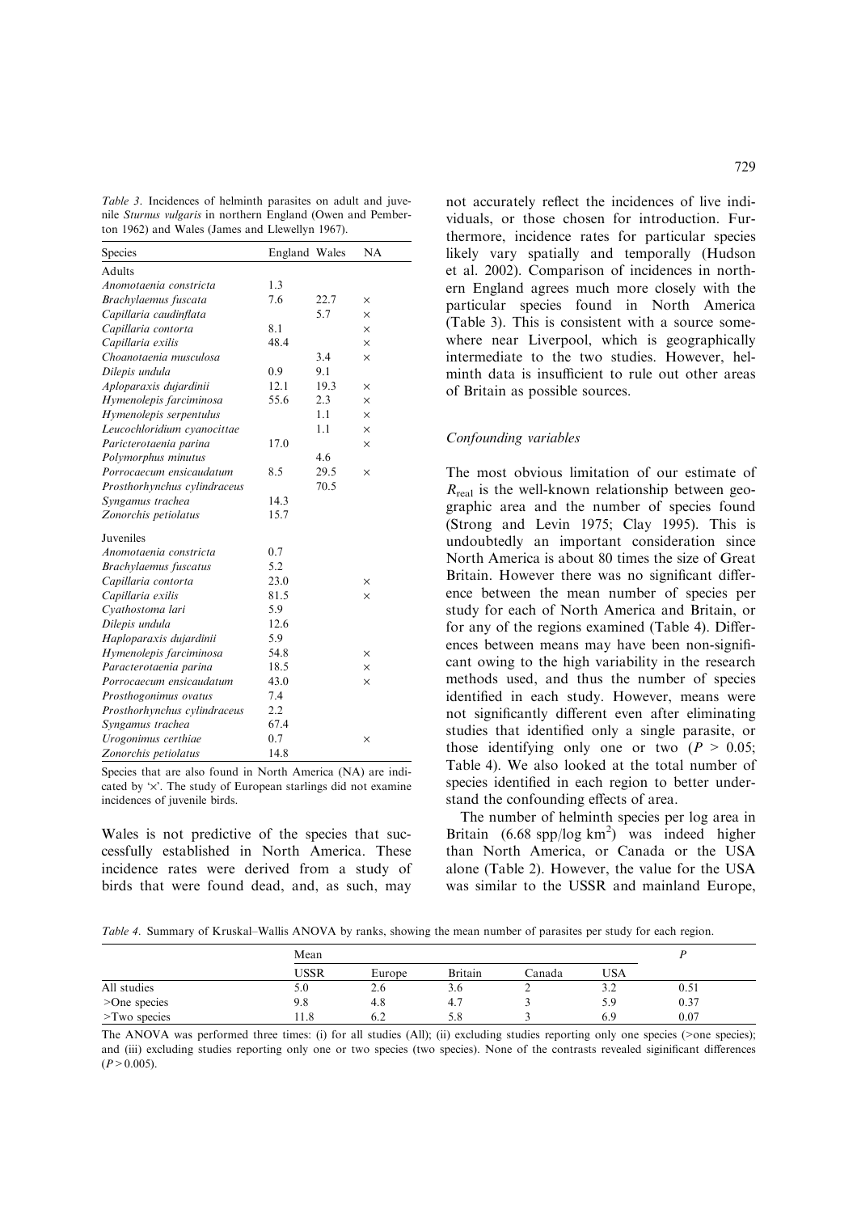*Table 3.* Incidences of helminth parasites on adult and juvenile *Sturnus vulgaris* in northern England (Owen and Pemberton 1962) and Wales (James and Llewellyn 1967).

| Species | England | Wales | NA |
|---|---|---|---|
| Adults | | | |
| *Anomotaenia constricta* | 1.3 | | |
| *Brachylaemus fuscata* | 7.6 | 22.7 | × |
| *Capillaria caudinflata* | | 5.7 | × |
| *Capillaria contorta* | 8.1 | | × |
| *Capillaria exilis* | 48.4 | | × |
| *Choanotaenia musculosa* | | 3.4 | × |
| *Dilepis undula* | 0.9 | 9.1 | |
| *Aploparaxis dujardinii* | 12.1 | 19.3 | × |
| *Hymenolepis farciminosa* | 55.6 | 2.3 | × |
| *Hymenolepis serpentulus* | | 1.1 | × |
| *Leucochloridium cyanocittae* | | 1.1 | × |
| *Paricterotaenia parina* | 17.0 | | × |
| *Polymorphus minutus* | | 4.6 | |
| *Porrocaecum ensicaudatum* | 8.5 | 29.5 | × |
| *Prosthorhynchus cylindraceus* | | 70.5 | |
| *Syngamus trachea* | 14.3 | | |
| *Zonorchis petiolatus* | 15.7 | | |
| Juveniles | | | |
| *Anomotaenia constricta* | 0.7 | | |
| *Brachylaemus fuscatus* | 5.2 | | |
| *Capillaria contorta* | 23.0 | | × |
| *Capillaria exilis* | 81.5 | | × |
| *Cyathostoma lari* | 5.9 | | |
| *Dilepis undula* | 12.6 | | |
| *Haploparaxis dujardinii* | 5.9 | | |
| *Hymenolepis farciminosa* | 54.8 | | × |
| *Paracterotaenia parina* | 18.5 | | × |
| *Porrocaecum ensicaudatum* | 43.0 | | × |
| *Prosthogonimus ovatus* | 7.4 | | |
| *Prosthorhynchus cylindraceus* | 2.2 | | |
| *Syngamus trachea* | 67.4 | | |
| *Urogonimus certhiae* | 0.7 | | × |
| *Zonorchis petiolatus* | 14.8 | | |

Species that are also found in North America (NA) are indicated by '×'. The study of European starlings did not examine incidences of juvenile birds.

Wales is not predictive of the species that successfully established in North America. These incidence rates were derived from a study of birds that were found dead, and, as such, may not accurately reflect the incidences of live individuals, or those chosen for introduction. Furthermore, incidence rates for particular species likely vary spatially and temporally (Hudson et al. 2002). Comparison of incidences in northern England agrees much more closely with the particular species found in North America (Table 3). This is consistent with a source somewhere near Liverpool, which is geographically intermediate to the two studies. However, helminth data is insufficient to rule out other areas of Britain as possible sources.

### Confounding variables

The most obvious limitation of our estimate of $R_{real}$ is the well-known relationship between geographic area and the number of species found (Strong and Levin 1975; Clay 1995). This is undoubtedly an important consideration since North America is about 80 times the size of Great Britain. However there was no significant difference between the mean number of species per study for each of North America and Britain, or for any of the regions examined (Table 4). Differences between means may have been non-significant owing to the high variability in the research methods used, and thus the number of species identified in each study. However, means were not significantly different even after eliminating studies that identified only a single parasite, or those identifying only one or two ($P > 0.05$; Table 4). We also looked at the total number of species identified in each region to better understand the confounding effects of area.

The number of helminth species per log area in Britain (6.68 spp/log km$^2$) was indeed higher than North America, or Canada or the USA alone (Table 2). However, the value for the USA was similar to the USSR and mainland Europe,

*Table 4.* Summary of Kruskal–Wallis ANOVA by ranks, showing the mean number of parasites per study for each region.

| | Mean | | | | | $P$ |
|---|---|---|---|---|---|---|
| | USSR | Europe | Britain | Canada | USA | |
| All studies | 5.0 | 2.6 | 3.6 | 2 | 3.2 | 0.51 |
| >One species | 9.8 | 4.8 | 4.7 | 3 | 5.9 | 0.37 |
| >Two species | 11.8 | 6.2 | 5.8 | 3 | 6.9 | 0.07 |

The ANOVA was performed three times: (i) for all studies (All); (ii) excluding studies reporting only one species (>one species); and (iii) excluding studies reporting only one or two species (two species). None of the contrasts revealed siginificant differences ($P > 0.005$).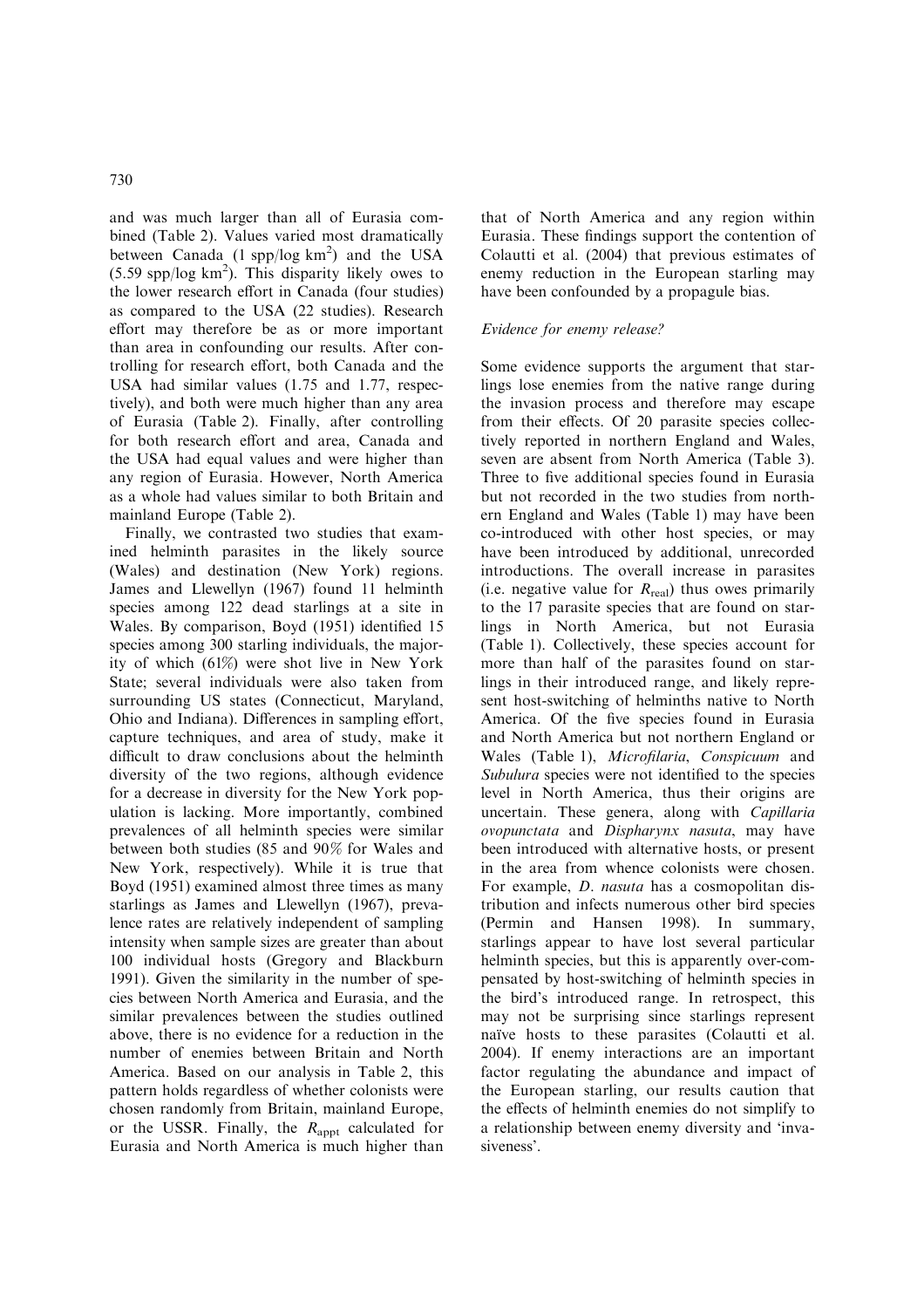and was much larger than all of Eurasia combined (Table 2). Values varied most dramatically between Canada (1 spp/log km$^2$) and the USA (5.59 spp/log km$^2$). This disparity likely owes to the lower research effort in Canada (four studies) as compared to the USA (22 studies). Research effort may therefore be as or more important than area in confounding our results. After controlling for research effort, both Canada and the USA had similar values (1.75 and 1.77, respectively), and both were much higher than any area of Eurasia (Table 2). Finally, after controlling for both research effort and area, Canada and the USA had equal values and were higher than any region of Eurasia. However, North America as a whole had values similar to both Britain and mainland Europe (Table 2).

Finally, we contrasted two studies that examined helminth parasites in the likely source (Wales) and destination (New York) regions. James and Llewellyn (1967) found 11 helminth species among 122 dead starlings at a site in Wales. By comparison, Boyd (1951) identified 15 species among 300 starling individuals, the majority of which (61%) were shot live in New York State; several individuals were also taken from surrounding US states (Connecticut, Maryland, Ohio and Indiana). Differences in sampling effort, capture techniques, and area of study, make it difficult to draw conclusions about the helminth diversity of the two regions, although evidence for a decrease in diversity for the New York population is lacking. More importantly, combined prevalences of all helminth species were similar between both studies (85 and 90% for Wales and New York, respectively). While it is true that Boyd (1951) examined almost three times as many starlings as James and Llewellyn (1967), prevalence rates are relatively independent of sampling intensity when sample sizes are greater than about 100 individual hosts (Gregory and Blackburn 1991). Given the similarity in the number of species between North America and Eurasia, and the similar prevalences between the studies outlined above, there is no evidence for a reduction in the number of enemies between Britain and North America. Based on our analysis in Table 2, this pattern holds regardless of whether colonists were chosen randomly from Britain, mainland Europe, or the USSR. Finally, the $R_{\mathrm{appt}}$ calculated for Eurasia and North America is much higher than that of North America and any region within Eurasia. These findings support the contention of Colautti et al. (2004) that previous estimates of enemy reduction in the European starling may have been confounded by a propagule bias.

### *Evidence for enemy release?*

Some evidence supports the argument that starlings lose enemies from the native range during the invasion process and therefore may escape from their effects. Of 20 parasite species collectively reported in northern England and Wales, seven are absent from North America (Table 3). Three to five additional species found in Eurasia but not recorded in the two studies from northern England and Wales (Table 1) may have been co-introduced with other host species, or may have been introduced by additional, unrecorded introductions. The overall increase in parasites (i.e. negative value for $R_{\mathrm{real}}$) thus owes primarily to the 17 parasite species that are found on starlings in North America, but not Eurasia (Table 1). Collectively, these species account for more than half of the parasites found on starlings in their introduced range, and likely represent host-switching of helminths native to North America. Of the five species found in Eurasia and North America but not northern England or Wales (Table 1), *Microfilaria*, *Conspicuum* and *Subulura* species were not identified to the species level in North America, thus their origins are uncertain. These genera, along with *Capillaria ovopunctata* and *Dispharynx nasuta*, may have been introduced with alternative hosts, or present in the area from whence colonists were chosen. For example, *D. nasuta* has a cosmopolitan distribution and infects numerous other bird species (Permin and Hansen 1998). In summary, starlings appear to have lost several particular helminth species, but this is apparently over-compensated by host-switching of helminth species in the bird's introduced range. In retrospect, this may not be surprising since starlings represent naïve hosts to these parasites (Colautti et al. 2004). If enemy interactions are an important factor regulating the abundance and impact of the European starling, our results caution that the effects of helminth enemies do not simplify to a relationship between enemy diversity and 'invasiveness'.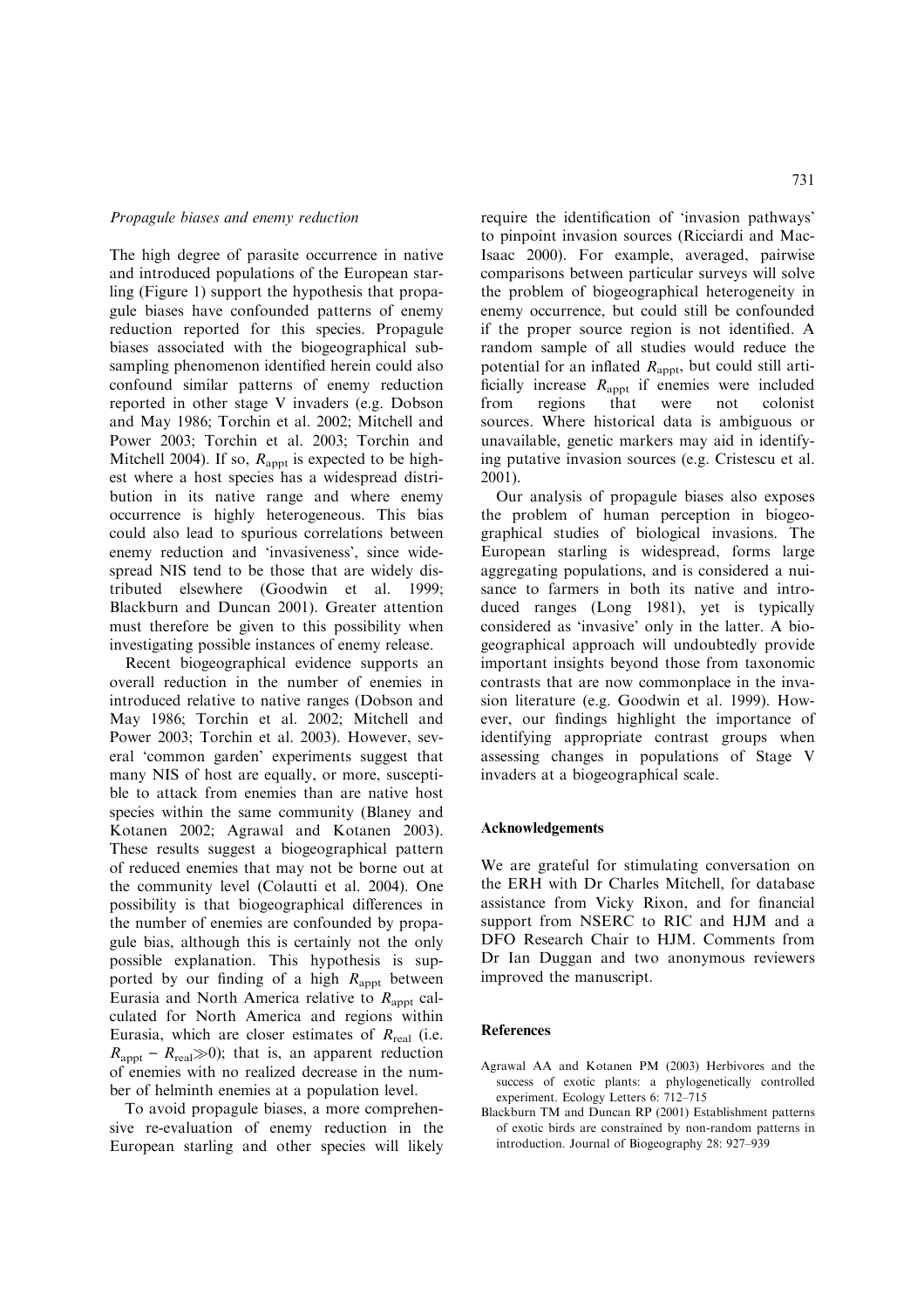*Propagule biases and enemy reduction*

The high degree of parasite occurrence in native and introduced populations of the European starling (Figure 1) support the hypothesis that propagule biases have confounded patterns of enemy reduction reported for this species. Propagule biases associated with the biogeographical subsampling phenomenon identified herein could also confound similar patterns of enemy reduction reported in other stage V invaders (e.g. Dobson and May 1986; Torchin et al. 2002; Mitchell and Power 2003; Torchin et al. 2003; Torchin and Mitchell 2004). If so, $R_{appt}$ is expected to be highest where a host species has a widespread distribution in its native range and where enemy occurrence is highly heterogeneous. This bias could also lead to spurious correlations between enemy reduction and 'invasiveness', since widespread NIS tend to be those that are widely distributed elsewhere (Goodwin et al. 1999; Blackburn and Duncan 2001). Greater attention must therefore be given to this possibility when investigating possible instances of enemy release.

Recent biogeographical evidence supports an overall reduction in the number of enemies in introduced relative to native ranges (Dobson and May 1986; Torchin et al. 2002; Mitchell and Power 2003; Torchin et al. 2003). However, several 'common garden' experiments suggest that many NIS of host are equally, or more, susceptible to attack from enemies than are native host species within the same community (Blaney and Kotanen 2002; Agrawal and Kotanen 2003). These results suggest a biogeographical pattern of reduced enemies that may not be borne out at the community level (Colautti et al. 2004). One possibility is that biogeographical differences in the number of enemies are confounded by propagule bias, although this is certainly not the only possible explanation. This hypothesis is supported by our finding of a high $R_{appt}$ between Eurasia and North America relative to $R_{appt}$ calculated for North America and regions within Eurasia, which are closer estimates of $R_{real}$ (i.e. $R_{appt} - R_{real} \gg 0$); that is, an apparent reduction of enemies with no realized decrease in the number of helminth enemies at a population level.

To avoid propagule biases, a more comprehensive re-evaluation of enemy reduction in the European starling and other species will likely require the identification of 'invasion pathways' to pinpoint invasion sources (Ricciardi and MacIsaac 2000). For example, averaged, pairwise comparisons between particular surveys will solve the problem of biogeographical heterogeneity in enemy occurrence, but could still be confounded if the proper source region is not identified. A random sample of all studies would reduce the potential for an inflated $R_{appt}$, but could still artificially increase $R_{appt}$ if enemies were included from regions that were not colonist sources. Where historical data is ambiguous or unavailable, genetic markers may aid in identifying putative invasion sources (e.g. Cristescu et al. 2001).

Our analysis of propagule biases also exposes the problem of human perception in biogeographical studies of biological invasions. The European starling is widespread, forms large aggregating populations, and is considered a nuisance to farmers in both its native and introduced ranges (Long 1981), yet is typically considered as 'invasive' only in the latter. A biogeographical approach will undoubtedly provide important insights beyond those from taxonomic contrasts that are now commonplace in the invasion literature (e.g. Goodwin et al. 1999). However, our findings highlight the importance of identifying appropriate contrast groups when assessing changes in populations of Stage V invaders at a biogeographical scale.

## Acknowledgements

We are grateful for stimulating conversation on the ERH with Dr Charles Mitchell, for database assistance from Vicky Rixon, and for financial support from NSERC to RIC and HJM and a DFO Research Chair to HJM. Comments from Dr Ian Duggan and two anonymous reviewers improved the manuscript.

## References

Agrawal AA and Kotanen PM (2003) Herbivores and the success of exotic plants: a phylogenetically controlled experiment. Ecology Letters 6: 712–715

Blackburn TM and Duncan RP (2001) Establishment patterns of exotic birds are constrained by non-random patterns in introduction. Journal of Biogeography 28: 927–939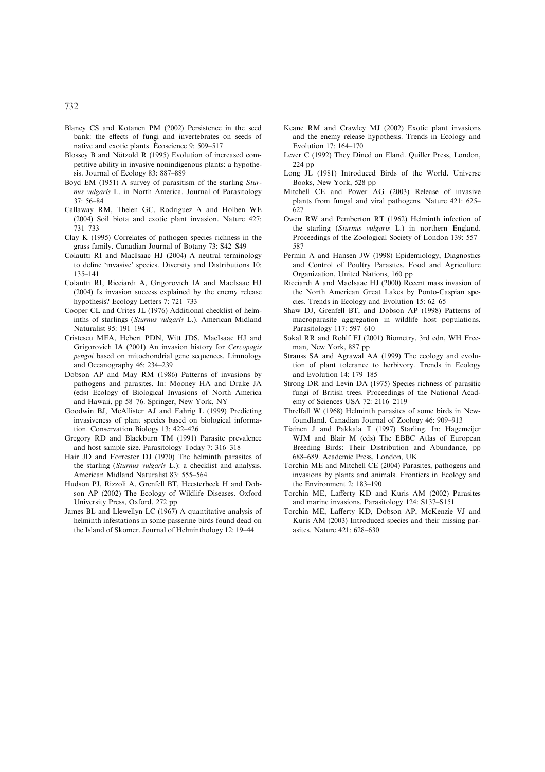Blaney CS and Kotanen PM (2002) Persistence in the seed bank: the effects of fungi and invertebrates on seeds of native and exotic plants. Écoscience 9: 509–517

Blossey B and Nötzold R (1995) Evolution of increased competitive ability in invasive nonindigenous plants: a hypothesis. Journal of Ecology 83: 887–889

Boyd EM (1951) A survey of parasitism of the starling *Sturnus vulgaris* L. in North America. Journal of Parasitology 37: 56–84

Callaway RM, Thelen GC, Rodriguez A and Holben WE (2004) Soil biota and exotic plant invasion. Nature 427: 731–733

Clay K (1995) Correlates of pathogen species richness in the grass family. Canadian Journal of Botany 73: S42–S49

Colautti RI and MacIsaac HJ (2004) A neutral terminology to define 'invasive' species. Diversity and Distributions 10: 135–141

Colautti RI, Ricciardi A, Grigorovich IA and MacIsaac HJ (2004) Is invasion success explained by the enemy release hypothesis? Ecology Letters 7: 721–733

Cooper CL and Crites JL (1976) Additional checklist of helminths of starlings (*Sturnus vulgaris* L.). American Midland Naturalist 95: 191–194

Cristescu MEA, Hebert PDN, Witt JDS, MacIsaac HJ and Grigorovich IA (2001) An invasion history for *Cercopagis pengoi* based on mitochondrial gene sequences. Limnology and Oceanography 46: 234–239

Dobson AP and May RM (1986) Patterns of invasions by pathogens and parasites. In: Mooney HA and Drake JA (eds) Ecology of Biological Invasions of North America and Hawaii, pp 58–76. Springer, New York, NY

Goodwin BJ, McAllister AJ and Fahrig L (1999) Predicting invasiveness of plant species based on biological information. Conservation Biology 13: 422–426

Gregory RD and Blackburn TM (1991) Parasite prevalence and host sample size. Parasitology Today 7: 316–318

Hair JD and Forrester DJ (1970) The helminth parasites of the starling (*Sturnus vulgaris* L.): a checklist and analysis. American Midland Naturalist 83: 555–564

Hudson PJ, Rizzoli A, Grenfell BT, Heesterbeek H and Dobson AP (2002) The Ecology of Wildlife Diseases. Oxford University Press, Oxford, 272 pp

James BL and Llewellyn LC (1967) A quantitative analysis of helminth infestations in some passerine birds found dead on the Island of Skomer. Journal of Helminthology 12: 19–44

Keane RM and Crawley MJ (2002) Exotic plant invasions and the enemy release hypothesis. Trends in Ecology and Evolution 17: 164–170

Lever C (1992) They Dined on Eland. Quiller Press, London, 224 pp

Long JL (1981) Introduced Birds of the World. Universe Books, New York, 528 pp

Mitchell CE and Power AG (2003) Release of invasive plants from fungal and viral pathogens. Nature 421: 625–627

Owen RW and Pemberton RT (1962) Helminth infection of the starling (*Sturnus vulgaris* L.) in northern England. Proceedings of the Zoological Society of London 139: 557–587

Permin A and Hansen JW (1998) Epidemiology, Diagnostics and Control of Poultry Parasites. Food and Agriculture Organization, United Nations, 160 pp

Ricciardi A and MacIsaac HJ (2000) Recent mass invasion of the North American Great Lakes by Ponto-Caspian species. Trends in Ecology and Evolution 15: 62–65

Shaw DJ, Grenfell BT, and Dobson AP (1998) Patterns of macroparasite aggregation in wildlife host populations. Parasitology 117: 597–610

Sokal RR and Rohlf FJ (2001) Biometry, 3rd edn, WH Freeman, New York, 887 pp

Strauss SA and Agrawal AA (1999) The ecology and evolution of plant tolerance to herbivory. Trends in Ecology and Evolution 14: 179–185

Strong DR and Levin DA (1975) Species richness of parasitic fungi of British trees. Proceedings of the National Academy of Sciences USA 72: 2116–2119

Threlfall W (1968) Helminth parasites of some birds in Newfoundland. Canadian Journal of Zoology 46: 909–913

Tiainen J and Pakkala T (1997) Starling. In: Hagemeijer WJM and Blair M (eds) The EBBC Atlas of European Breeding Birds: Their Distribution and Abundance, pp 688–689. Academic Press, London, UK

Torchin ME and Mitchell CE (2004) Parasites, pathogens and invasions by plants and animals. Frontiers in Ecology and the Environment 2: 183–190

Torchin ME, Lafferty KD and Kuris AM (2002) Parasites and marine invasions. Parasitology 124: S137–S151

Torchin ME, Lafferty KD, Dobson AP, McKenzie VJ and Kuris AM (2003) Introduced species and their missing parasites. Nature 421: 628–630